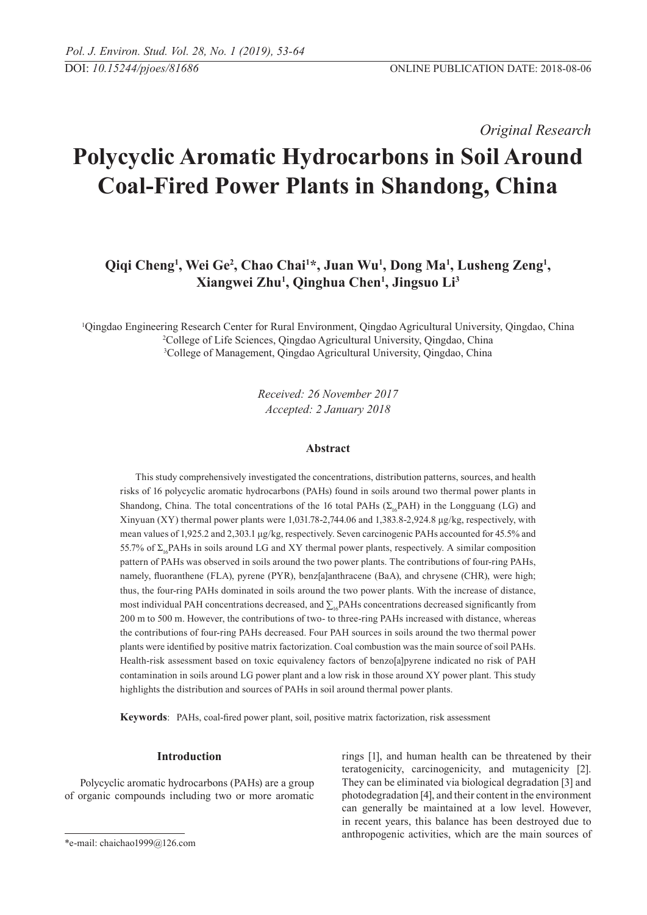*Original Research*

# Polycyclic Aromatic Hydrocarbons in Soil Around Coal-Fired Power Plants in Shandong, China

**Qiqi Cheng[1], Wei Ge[2], Chao Chai[1]*, Juan Wu[1], Dong Ma[1], Lusheng Zeng[1], Xiangwei Zhu[1], Qinghua Chen[1], Jingsuo Li[3]**

[1]Qingdao Engineering Research Center for Rural Environment, Qingdao Agricultural University, Qingdao, China
[2]College of Life Sciences, Qingdao Agricultural University, Qingdao, China
[3]College of Management, Qingdao Agricultural University, Qingdao, China

*Received: 26 November 2017*
*Accepted: 2 January 2018*

### Abstract

This study comprehensively investigated the concentrations, distribution patterns, sources, and health risks of 16 polycyclic aromatic hydrocarbons (PAHs) found in soils around two thermal power plants in Shandong, China. The total concentrations of the 16 total PAHs ($\Sigma_{16}$PAH) in the Longguang (LG) and Xinyuan (XY) thermal power plants were 1,031.78-2,744.06 and 1,383.8-2,924.8 μg/kg, respectively, with mean values of 1,925.2 and 2,303.1 μg/kg, respectively. Seven carcinogenic PAHs accounted for 45.5% and 55.7% of $\Sigma_{16}$PAHs in soils around LG and XY thermal power plants, respectively. A similar composition pattern of PAHs was observed in soils around the two power plants. The contributions of four-ring PAHs, namely, fluoranthene (FLA), pyrene (PYR), benz[a]anthracene (BaA), and chrysene (CHR), were high; thus, the four-ring PAHs dominated in soils around the two power plants. With the increase of distance, most individual PAH concentrations decreased, and $\sum_{16}$PAHs concentrations decreased significantly from 200 m to 500 m. However, the contributions of two- to three-ring PAHs increased with distance, whereas the contributions of four-ring PAHs decreased. Four PAH sources in soils around the two thermal power plants were identified by positive matrix factorization. Coal combustion was the main source of soil PAHs. Health-risk assessment based on toxic equivalency factors of benzo[a]pyrene indicated no risk of PAH contamination in soils around LG power plant and a low risk in those around XY power plant. This study highlights the distribution and sources of PAHs in soil around thermal power plants.

**Keywords**: PAHs, coal-fired power plant, soil, positive matrix factorization, risk assessment

## Introduction

Polycyclic aromatic hydrocarbons (PAHs) are a group of organic compounds including two or more aromatic rings [1], and human health can be threatened by their teratogenicity, carcinogenicity, and mutagenicity [2]. They can be eliminated via biological degradation [3] and photodegradation [4], and their content in the environment can generally be maintained at a low level. However, in recent years, this balance has been destroyed due to anthropogenic activities, which are the main sources of

*e-mail: chaichao1999@126.com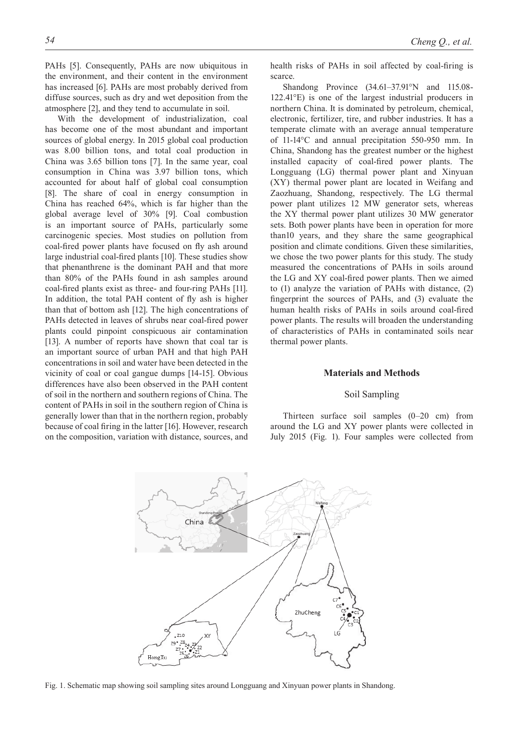PAHs [5]. Consequently, PAHs are now ubiquitous in the environment, and their content in the environment has increased [6]. PAHs are most probably derived from diffuse sources, such as dry and wet deposition from the atmosphere [2], and they tend to accumulate in soil.

With the development of industrialization, coal has become one of the most abundant and important sources of global energy. In 2015 global coal production was 8.00 billion tons, and total coal production in China was 3.65 billion tons [7]. In the same year, coal consumption in China was 3.97 billion tons, which accounted for about half of global coal consumption [8]. The share of coal in energy consumption in China has reached 64%, which is far higher than the global average level of 30% [9]. Coal combustion is an important source of PAHs, particularly some carcinogenic species. Most studies on pollution from coal-fired power plants have focused on fly ash around large industrial coal-fired plants [10]. These studies show that phenanthrene is the dominant PAH and that more than 80% of the PAHs found in ash samples around coal-fired plants exist as three- and four-ring PAHs [11]. In addition, the total PAH content of fly ash is higher than that of bottom ash [12]. The high concentrations of PAHs detected in leaves of shrubs near coal-fired power plants could pinpoint conspicuous air contamination [13]. A number of reports have shown that coal tar is an important source of urban PAH and that high PAH concentrations in soil and water have been detected in the vicinity of coal or coal gangue dumps [14-15]. Obvious differences have also been observed in the PAH content of soil in the northern and southern regions of China. The content of PAHs in soil in the southern region of China is generally lower than that in the northern region, probably because of coal firing in the latter [16]. However, research on the composition, variation with distance, sources, and health risks of PAHs in soil affected by coal-firing is scarce.

Shandong Province (34.61–37.91°N and 115.08-122.41°E) is one of the largest industrial producers in northern China. It is dominated by petroleum, chemical, electronic, fertilizer, tire, and rubber industries. It has a temperate climate with an average annual temperature of 11-14°C and annual precipitation 550-950 mm. In China, Shandong has the greatest number or the highest installed capacity of coal-fired power plants. The Longguang (LG) thermal power plant and Xinyuan (XY) thermal power plant are located in Weifang and Zaozhuang, Shandong, respectively. The LG thermal power plant utilizes 12 MW generator sets, whereas the XY thermal power plant utilizes 30 MW generator sets. Both power plants have been in operation for more than10 years, and they share the same geographical position and climate conditions. Given these similarities, we chose the two power plants for this study. The study measured the concentrations of PAHs in soils around the LG and XY coal-fired power plants. Then we aimed to (1) analyze the variation of PAHs with distance, (2) fingerprint the sources of PAHs, and (3) evaluate the human health risks of PAHs in soils around coal-fired power plants. The results will broaden the understanding of characteristics of PAHs in contaminated soils near thermal power plants.

## Materials and Methods

### Soil Sampling

Thirteen surface soil samples (0–20 cm) from around the LG and XY power plants were collected in July 2015 (Fig. 1). Four samples were collected from

Fig. 1. Schematic map showing soil sampling sites around Longguang and Xinyuan power plants in Shandong.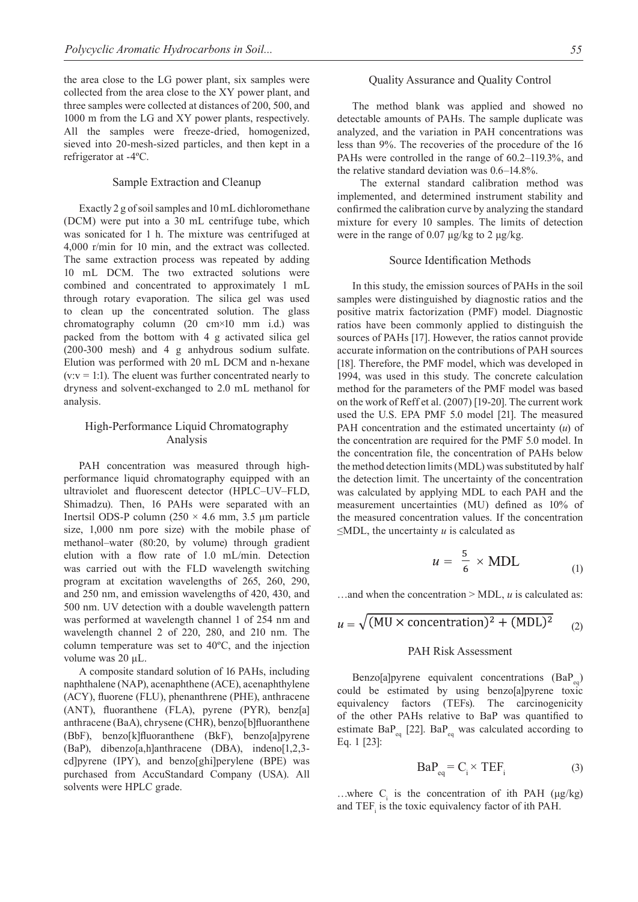the area close to the LG power plant, six samples were collected from the area close to the XY power plant, and three samples were collected at distances of 200, 500, and 1000 m from the LG and XY power plants, respectively. All the samples were freeze-dried, homogenized, sieved into 20-mesh-sized particles, and then kept in a refrigerator at -4ºC.

### Sample Extraction and Cleanup

Exactly 2 g of soil samples and 10 mL dichloromethane (DCM) were put into a 30 mL centrifuge tube, which was sonicated for 1 h. The mixture was centrifuged at 4,000 r/min for 10 min, and the extract was collected. The same extraction process was repeated by adding 10 mL DCM. The two extracted solutions were combined and concentrated to approximately 1 mL through rotary evaporation. The silica gel was used to clean up the concentrated solution. The glass chromatography column (20 cm×10 mm i.d.) was packed from the bottom with 4 g activated silica gel (200-300 mesh) and 4 g anhydrous sodium sulfate. Elution was performed with 20 mL DCM and n-hexane (v:v = 1:1). The eluent was further concentrated nearly to dryness and solvent-exchanged to 2.0 mL methanol for analysis.

### High-Performance Liquid Chromatography Analysis

PAH concentration was measured through high-performance liquid chromatography equipped with an ultraviolet and fluorescent detector (HPLC–UV–FLD, Shimadzu). Then, 16 PAHs were separated with an Inertsil ODS-P column (250 × 4.6 mm, 3.5 μm particle size, 1,000 nm pore size) with the mobile phase of methanol–water (80:20, by volume) through gradient elution with a flow rate of 1.0 mL/min. Detection was carried out with the FLD wavelength switching program at excitation wavelengths of 265, 260, 290, and 250 nm, and emission wavelengths of 420, 430, and 500 nm. UV detection with a double wavelength pattern was performed at wavelength channel 1 of 254 nm and wavelength channel 2 of 220, 280, and 210 nm. The column temperature was set to 40ºC, and the injection volume was 20 μL.

A composite standard solution of 16 PAHs, including naphthalene (NAP), acenaphthene (ACE), acenaphthylene (ACY), fluorene (FLU), phenanthrene (PHE), anthracene (ANT), fluoranthene (FLA), pyrene (PYR), benz[a]anthracene (BaA), chrysene (CHR), benzo[b]fluoranthene (BbF), benzo[k]fluoranthene (BkF), benzo[a]pyrene (BaP), dibenzo[a,h]anthracene (DBA), indeno[1,2,3-cd]pyrene (IPY), and benzo[ghi]perylene (BPE) was purchased from AccuStandard Company (USA). All solvents were HPLC grade.

### Quality Assurance and Quality Control

The method blank was applied and showed no detectable amounts of PAHs. The sample duplicate was analyzed, and the variation in PAH concentrations was less than 9%. The recoveries of the procedure of the 16 PAHs were controlled in the range of 60.2–119.3%, and the relative standard deviation was 0.6–14.8%.

The external standard calibration method was implemented, and determined instrument stability and confirmed the calibration curve by analyzing the standard mixture for every 10 samples. The limits of detection were in the range of 0.07 μg/kg to 2 μg/kg.

### Source Identification Methods

In this study, the emission sources of PAHs in the soil samples were distinguished by diagnostic ratios and the positive matrix factorization (PMF) model. Diagnostic ratios have been commonly applied to distinguish the sources of PAHs [17]. However, the ratios cannot provide accurate information on the contributions of PAH sources [18]. Therefore, the PMF model, which was developed in 1994, was used in this study. The concrete calculation method for the parameters of the PMF model was based on the work of Reff et al. (2007) [19-20]. The current work used the U.S. EPA PMF 5.0 model [21]. The measured PAH concentration and the estimated uncertainty ($u$) of the concentration are required for the PMF 5.0 model. In the concentration file, the concentration of PAHs below the method detection limits (MDL) was substituted by half the detection limit. The uncertainty of the concentration was calculated by applying MDL to each PAH and the measurement uncertainties (MU) defined as 10% of the measured concentration values. If the concentration ≤MDL, the uncertainty $u$ is calculated as

$$u = \frac{5}{6} \times \text{MDL} \tag{1}$$

…and when the concentration > MDL, $u$ is calculated as:

$$u = \sqrt{(\text{MU} \times \text{concentration})^2 + (\text{MDL})^2} \tag{2}$$

### PAH Risk Assessment

Benzo[a]pyrene equivalent concentrations ($BaP_{eq}$) could be estimated by using benzo[a]pyrene toxic equivalency factors (TEFs). The carcinogenicity of the other PAHs relative to BaP was quantified to estimate $BaP_{eq}$ [22]. $BaP_{eq}$ was calculated according to Eq. 1 [23]:

$$BaP_{eq} = C_i \times TEF_i \tag{3}$$

…where $C_i$ is the concentration of ith PAH (μg/kg) and $TEF_i$ is the toxic equivalency factor of ith PAH.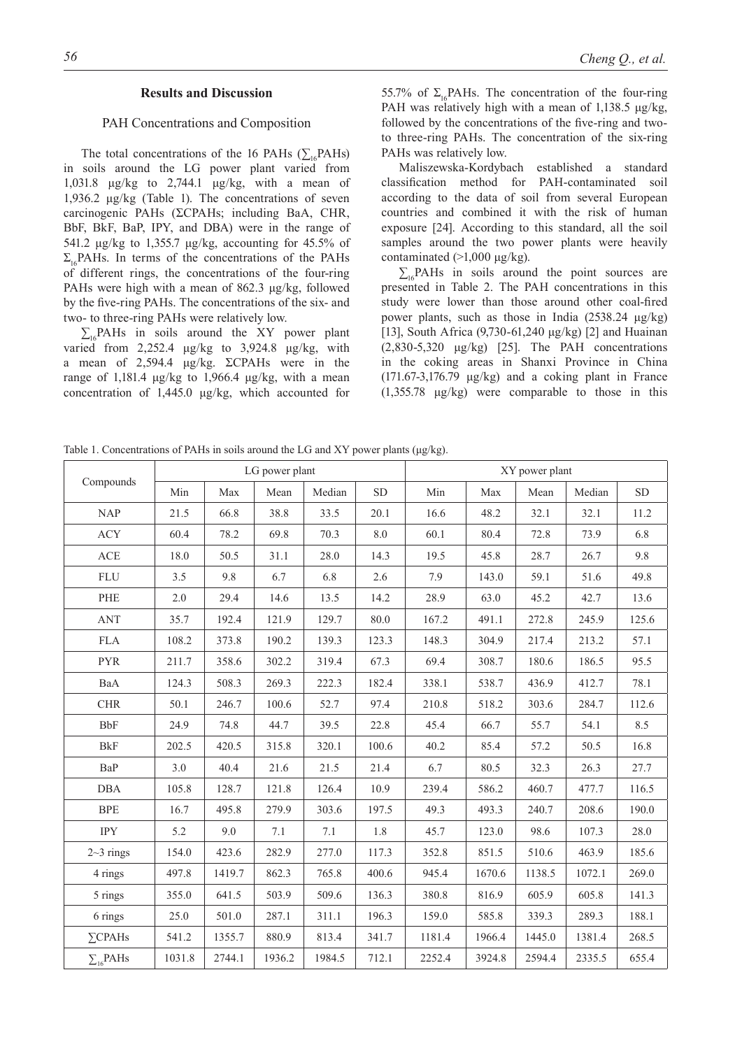## Results and Discussion

### PAH Concentrations and Composition

The total concentrations of the 16 PAHs ($\sum_{16}$PAHs) in soils around the LG power plant varied from 1,031.8 μg/kg to 2,744.1 μg/kg, with a mean of 1,936.2 μg/kg (Table 1). The concentrations of seven carcinogenic PAHs (ΣCPAHs; including BaA, CHR, BbF, BkF, BaP, IPY, and DBA) were in the range of 541.2 μg/kg to 1,355.7 μg/kg, accounting for 45.5% of $\Sigma_{16}$PAHs. In terms of the concentrations of the PAHs of different rings, the concentrations of the four-ring PAHs were high with a mean of 862.3 μg/kg, followed by the five-ring PAHs. The concentrations of the six- and two- to three-ring PAHs were relatively low.

$\sum_{16}$PAHs in soils around the XY power plant varied from 2,252.4 μg/kg to 3,924.8 μg/kg, with a mean of 2,594.4 μg/kg. ΣCPAHs were in the range of 1,181.4 μg/kg to 1,966.4 μg/kg, with a mean concentration of 1,445.0 μg/kg, which accounted for 55.7% of $\Sigma_{16}$PAHs. The concentration of the four-ring PAH was relatively high with a mean of 1,138.5 μg/kg, followed by the concentrations of the five-ring and two- to three-ring PAHs. The concentration of the six-ring PAHs was relatively low.

Maliszewska-Kordybach established a standard classification method for PAH-contaminated soil according to the data of soil from several European countries and combined it with the risk of human exposure [24]. According to this standard, all the soil samples around the two power plants were heavily contaminated (>1,000 μg/kg).

$\sum_{16}$PAHs in soils around the point sources are presented in Table 2. The PAH concentrations in this study were lower than those around other coal-fired power plants, such as those in India (2538.24 μg/kg) [13], South Africa (9,730-61,240 μg/kg) [2] and Huainan (2,830-5,320 μg/kg) [25]. The PAH concentrations in the coking areas in Shanxi Province in China (171.67-3,176.79 μg/kg) and a coking plant in France (1,355.78 μg/kg) were comparable to those in this

Table 1. Concentrations of PAHs in soils around the LG and XY power plants (μg/kg).

| Compounds | LG power plant | | | | | XY power plant | | | | |
|---|---|---|---|---|---|---|---|---|---|---|
| | Min | Max | Mean | Median | SD | Min | Max | Mean | Median | SD |
| NAP | 21.5 | 66.8 | 38.8 | 33.5 | 20.1 | 16.6 | 48.2 | 32.1 | 32.1 | 11.2 |
| ACY | 60.4 | 78.2 | 69.8 | 70.3 | 8.0 | 60.1 | 80.4 | 72.8 | 73.9 | 6.8 |
| ACE | 18.0 | 50.5 | 31.1 | 28.0 | 14.3 | 19.5 | 45.8 | 28.7 | 26.7 | 9.8 |
| FLU | 3.5 | 9.8 | 6.7 | 6.8 | 2.6 | 7.9 | 143.0 | 59.1 | 51.6 | 49.8 |
| PHE | 2.0 | 29.4 | 14.6 | 13.5 | 14.2 | 28.9 | 63.0 | 45.2 | 42.7 | 13.6 |
| ANT | 35.7 | 192.4 | 121.9 | 129.7 | 80.0 | 167.2 | 491.1 | 272.8 | 245.9 | 125.6 |
| FLA | 108.2 | 373.8 | 190.2 | 139.3 | 123.3 | 148.3 | 304.9 | 217.4 | 213.2 | 57.1 |
| PYR | 211.7 | 358.6 | 302.2 | 319.4 | 67.3 | 69.4 | 308.7 | 180.6 | 186.5 | 95.5 |
| BaA | 124.3 | 508.3 | 269.3 | 222.3 | 182.4 | 338.1 | 538.7 | 436.9 | 412.7 | 78.1 |
| CHR | 50.1 | 246.7 | 100.6 | 52.7 | 97.4 | 210.8 | 518.2 | 303.6 | 284.7 | 112.6 |
| BbF | 24.9 | 74.8 | 44.7 | 39.5 | 22.8 | 45.4 | 66.7 | 55.7 | 54.1 | 8.5 |
| BkF | 202.5 | 420.5 | 315.8 | 320.1 | 100.6 | 40.2 | 85.4 | 57.2 | 50.5 | 16.8 |
| BaP | 3.0 | 40.4 | 21.6 | 21.5 | 21.4 | 6.7 | 80.5 | 32.3 | 26.3 | 27.7 |
| DBA | 105.8 | 128.7 | 121.8 | 126.4 | 10.9 | 239.4 | 586.2 | 460.7 | 477.7 | 116.5 |
| BPE | 16.7 | 495.8 | 279.9 | 303.6 | 197.5 | 49.3 | 493.3 | 240.7 | 208.6 | 190.0 |
| IPY | 5.2 | 9.0 | 7.1 | 7.1 | 1.8 | 45.7 | 123.0 | 98.6 | 107.3 | 28.0 |
| 2~3 rings | 154.0 | 423.6 | 282.9 | 277.0 | 117.3 | 352.8 | 851.5 | 510.6 | 463.9 | 185.6 |
| 4 rings | 497.8 | 1419.7 | 862.3 | 765.8 | 400.6 | 945.4 | 1670.6 | 1138.5 | 1072.1 | 269.0 |
| 5 rings | 355.0 | 641.5 | 503.9 | 509.6 | 136.3 | 380.8 | 816.9 | 605.9 | 605.8 | 141.3 |
| 6 rings | 25.0 | 501.0 | 287.1 | 311.1 | 196.3 | 159.0 | 585.8 | 339.3 | 289.3 | 188.1 |
| ∑CPAHs | 541.2 | 1355.7 | 880.9 | 813.4 | 341.7 | 1181.4 | 1966.4 | 1445.0 | 1381.4 | 268.5 |
| $\sum_{16}$PAHs | 1031.8 | 2744.1 | 1936.2 | 1984.5 | 712.1 | 2252.4 | 3924.8 | 2594.4 | 2335.5 | 655.4 |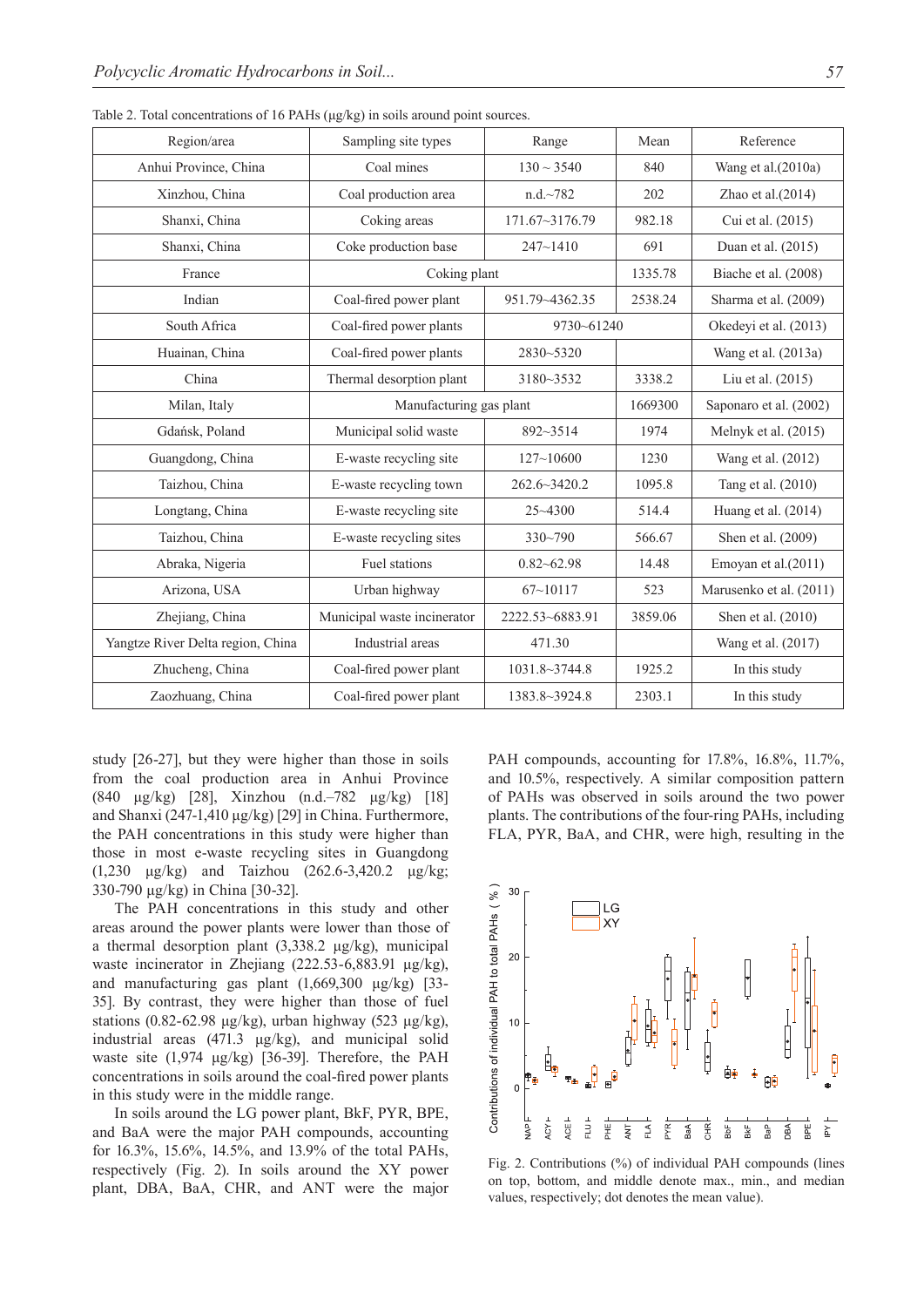Table 2. Total concentrations of 16 PAHs (μg/kg) in soils around point sources.

| Region/area | Sampling site types | Range | Mean | Reference |
|---|---|---|---|---|
| Anhui Province, China | Coal mines | 130 ~ 3540 | 840 | Wang et al.(2010a) |
| Xinzhou, China | Coal production area | n.d.~782 | 202 | Zhao et al.(2014) |
| Shanxi, China | Coking areas | 171.67~3176.79 | 982.18 | Cui et al. (2015) |
| Shanxi, China | Coke production base | 247~1410 | 691 | Duan et al. (2015) |
| France | Coking plant | | 1335.78 | Biache et al. (2008) |
| Indian | Coal-fired power plant | 951.79~4362.35 | 2538.24 | Sharma et al. (2009) |
| South Africa | Coal-fired power plants | 9730~61240 | | Okedeyi et al. (2013) |
| Huainan, China | Coal-fired power plants | 2830~5320 | | Wang et al. (2013a) |
| China | Thermal desorption plant | 3180~3532 | 3338.2 | Liu et al. (2015) |
| Milan, Italy | Manufacturing gas plant | | 1669300 | Saponaro et al. (2002) |
| Gdańsk, Poland | Municipal solid waste | 892~3514 | 1974 | Melnyk et al. (2015) |
| Guangdong, China | E-waste recycling site | 127~10600 | 1230 | Wang et al. (2012) |
| Taizhou, China | E-waste recycling town | 262.6~3420.2 | 1095.8 | Tang et al. (2010) |
| Longtang, China | E-waste recycling site | 25~4300 | 514.4 | Huang et al. (2014) |
| Taizhou, China | E-waste recycling sites | 330~790 | 566.67 | Shen et al. (2009) |
| Abraka, Nigeria | Fuel stations | 0.82~62.98 | 14.48 | Emoyan et al.(2011) |
| Arizona, USA | Urban highway | 67~10117 | 523 | Marusenko et al. (2011) |
| Zhejiang, China | Municipal waste incinerator | 2222.53~6883.91 | 3859.06 | Shen et al. (2010) |
| Yangtze River Delta region, China | Industrial areas | 471.30 | | Wang et al. (2017) |
| Zhucheng, China | Coal-fired power plant | 1031.8~3744.8 | 1925.2 | In this study |
| Zaozhuang, China | Coal-fired power plant | 1383.8~3924.8 | 2303.1 | In this study |

study [26-27], but they were higher than those in soils from the coal production area in Anhui Province (840 μg/kg) [28], Xinzhou (n.d.–782 μg/kg) [18] and Shanxi (247-1,410 μg/kg) [29] in China. Furthermore, the PAH concentrations in this study were higher than those in most e-waste recycling sites in Guangdong (1,230 μg/kg) and Taizhou (262.6-3,420.2 μg/kg; 330-790 μg/kg) in China [30-32].

The PAH concentrations in this study and other areas around the power plants were lower than those of a thermal desorption plant (3,338.2 μg/kg), municipal waste incinerator in Zhejiang (222.53-6,883.91 μg/kg), and manufacturing gas plant (1,669,300 μg/kg) [33-35]. By contrast, they were higher than those of fuel stations (0.82-62.98 μg/kg), urban highway (523 μg/kg), industrial areas (471.3 μg/kg), and municipal solid waste site (1,974 μg/kg) [36-39]. Therefore, the PAH concentrations in soils around the coal-fired power plants in this study were in the middle range.

In soils around the LG power plant, BkF, PYR, BPE, and BaA were the major PAH compounds, accounting for 16.3%, 15.6%, 14.5%, and 13.9% of the total PAHs, respectively (Fig. 2). In soils around the XY power plant, DBA, BaA, CHR, and ANT were the major PAH compounds, accounting for 17.8%, 16.8%, 11.7%, and 10.5%, respectively. A similar composition pattern of PAHs was observed in soils around the two power plants. The contributions of the four-ring PAHs, including FLA, PYR, BaA, and CHR, were high, resulting in the

Fig. 2. Contributions (%) of individual PAH compounds (lines on top, bottom, and middle denote max., min., and median values, respectively; dot denotes the mean value).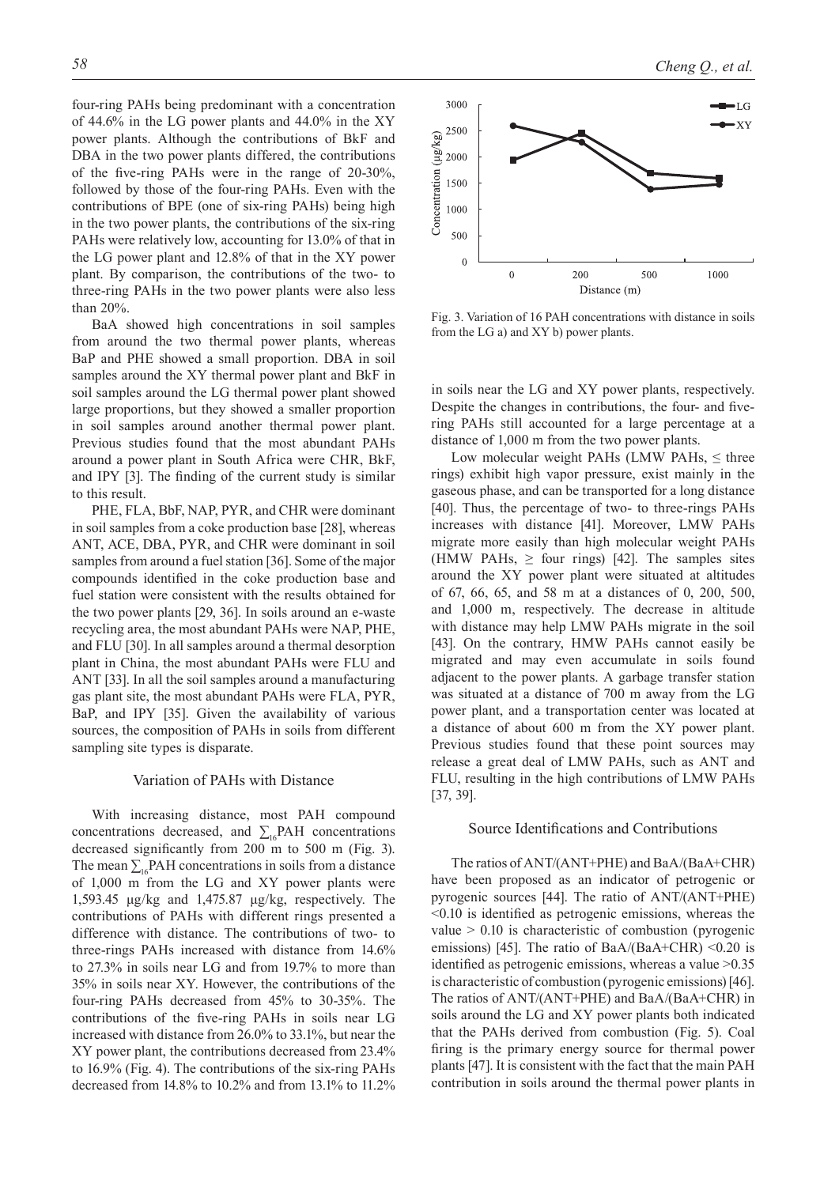four-ring PAHs being predominant with a concentration of 44.6% in the LG power plants and 44.0% in the XY power plants. Although the contributions of BkF and DBA in the two power plants differed, the contributions of the five-ring PAHs were in the range of 20-30%, followed by those of the four-ring PAHs. Even with the contributions of BPE (one of six-ring PAHs) being high in the two power plants, the contributions of the six-ring PAHs were relatively low, accounting for 13.0% of that in the LG power plant and 12.8% of that in the XY power plant. By comparison, the contributions of the two- to three-ring PAHs in the two power plants were also less than 20%.

BaA showed high concentrations in soil samples from around the two thermal power plants, whereas BaP and PHE showed a small proportion. DBA in soil samples around the XY thermal power plant and BkF in soil samples around the LG thermal power plant showed large proportions, but they showed a smaller proportion in soil samples around another thermal power plant. Previous studies found that the most abundant PAHs around a power plant in South Africa were CHR, BkF, and IPY [3]. The finding of the current study is similar to this result.

PHE, FLA, BbF, NAP, PYR, and CHR were dominant in soil samples from a coke production base [28], whereas ANT, ACE, DBA, PYR, and CHR were dominant in soil samples from around a fuel station [36]. Some of the major compounds identified in the coke production base and fuel station were consistent with the results obtained for the two power plants [29, 36]. In soils around an e-waste recycling area, the most abundant PAHs were NAP, PHE, and FLU [30]. In all samples around a thermal desorption plant in China, the most abundant PAHs were FLU and ANT [33]. In all the soil samples around a manufacturing gas plant site, the most abundant PAHs were FLA, PYR, BaP, and IPY [35]. Given the availability of various sources, the composition of PAHs in soils from different sampling site types is disparate.

### Variation of PAHs with Distance

With increasing distance, most PAH compound concentrations decreased, and $\sum_{16}$PAH concentrations decreased significantly from 200 m to 500 m (Fig. 3). The mean $\sum_{16}$PAH concentrations in soils from a distance of 1,000 m from the LG and XY power plants were 1,593.45 μg/kg and 1,475.87 μg/kg, respectively. The contributions of PAHs with different rings presented a difference with distance. The contributions of two- to three-rings PAHs increased with distance from 14.6% to 27.3% in soils near LG and from 19.7% to more than 35% in soils near XY. However, the contributions of the four-ring PAHs decreased from 45% to 30-35%. The contributions of the five-ring PAHs in soils near LG increased with distance from 26.0% to 33.1%, but near the XY power plant, the contributions decreased from 23.4% to 16.9% (Fig. 4). The contributions of the six-ring PAHs decreased from 14.8% to 10.2% and from 13.1% to 11.2% in soils near the LG and XY power plants, respectively. Despite the changes in contributions, the four- and five-ring PAHs still accounted for a large percentage at a distance of 1,000 m from the two power plants.

Fig. 3. Variation of 16 PAH concentrations with distance in soils from the LG a) and XY b) power plants.

Low molecular weight PAHs (LMW PAHs, ≤ three rings) exhibit high vapor pressure, exist mainly in the gaseous phase, and can be transported for a long distance [40]. Thus, the percentage of two- to three-rings PAHs increases with distance [41]. Moreover, LMW PAHs migrate more easily than high molecular weight PAHs (HMW PAHs, ≥ four rings) [42]. The samples sites around the XY power plant were situated at altitudes of 67, 66, 65, and 58 m at a distances of 0, 200, 500, and 1,000 m, respectively. The decrease in altitude with distance may help LMW PAHs migrate in the soil [43]. On the contrary, HMW PAHs cannot easily be migrated and may even accumulate in soils found adjacent to the power plants. A garbage transfer station was situated at a distance of 700 m away from the LG power plant, and a transportation center was located at a distance of about 600 m from the XY power plant. Previous studies found that these point sources may release a great deal of LMW PAHs, such as ANT and FLU, resulting in the high contributions of LMW PAHs [37, 39].

### Source Identifications and Contributions

The ratios of ANT/(ANT+PHE) and BaA/(BaA+CHR) have been proposed as an indicator of petrogenic or pyrogenic sources [44]. The ratio of ANT/(ANT+PHE) <0.10 is identified as petrogenic emissions, whereas the value > 0.10 is characteristic of combustion (pyrogenic emissions) [45]. The ratio of BaA/(BaA+CHR) <0.20 is identified as petrogenic emissions, whereas a value >0.35 is characteristic of combustion (pyrogenic emissions) [46]. The ratios of ANT/(ANT+PHE) and BaA/(BaA+CHR) in soils around the LG and XY power plants both indicated that the PAHs derived from combustion (Fig. 5). Coal firing is the primary energy source for thermal power plants [47]. It is consistent with the fact that the main PAH contribution in soils around the thermal power plants in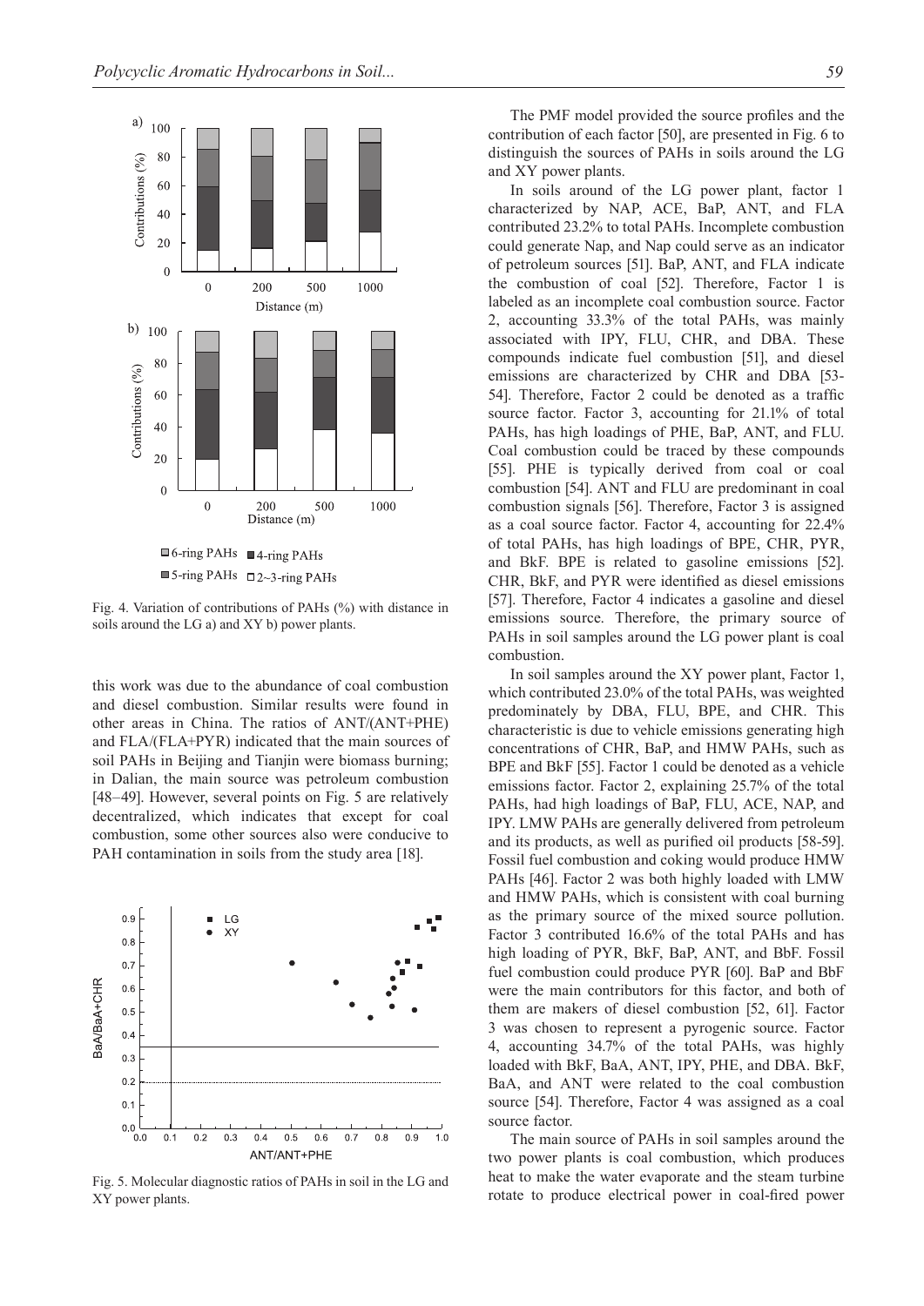Fig. 4. Variation of contributions of PAHs (%) with distance in soils around the LG a) and XY b) power plants.

this work was due to the abundance of coal combustion and diesel combustion. Similar results were found in other areas in China. The ratios of ANT/(ANT+PHE) and FLA/(FLA+PYR) indicated that the main sources of soil PAHs in Beijing and Tianjin were biomass burning; in Dalian, the main source was petroleum combustion [48–49]. However, several points on Fig. 5 are relatively decentralized, which indicates that except for coal combustion, some other sources also were conducive to PAH contamination in soils from the study area [18].

Fig. 5. Molecular diagnostic ratios of PAHs in soil in the LG and XY power plants.

The PMF model provided the source profiles and the contribution of each factor [50], are presented in Fig. 6 to distinguish the sources of PAHs in soils around the LG and XY power plants.

In soils around of the LG power plant, factor 1 characterized by NAP, ACE, BaP, ANT, and FLA contributed 23.2% to total PAHs. Incomplete combustion could generate Nap, and Nap could serve as an indicator of petroleum sources [51]. BaP, ANT, and FLA indicate the combustion of coal [52]. Therefore, Factor 1 is labeled as an incomplete coal combustion source. Factor 2, accounting 33.3% of the total PAHs, was mainly associated with IPY, FLU, CHR, and DBA. These compounds indicate fuel combustion [51], and diesel emissions are characterized by CHR and DBA [53-54]. Therefore, Factor 2 could be denoted as a traffic source factor. Factor 3, accounting for 21.1% of total PAHs, has high loadings of PHE, BaP, ANT, and FLU. Coal combustion could be traced by these compounds [55]. PHE is typically derived from coal or coal combustion [54]. ANT and FLU are predominant in coal combustion signals [56]. Therefore, Factor 3 is assigned as a coal source factor. Factor 4, accounting for 22.4% of total PAHs, has high loadings of BPE, CHR, PYR, and BkF. BPE is related to gasoline emissions [52]. CHR, BkF, and PYR were identified as diesel emissions [57]. Therefore, Factor 4 indicates a gasoline and diesel emissions source. Therefore, the primary source of PAHs in soil samples around the LG power plant is coal combustion.

In soil samples around the XY power plant, Factor 1, which contributed 23.0% of the total PAHs, was weighted predominately by DBA, FLU, BPE, and CHR. This characteristic is due to vehicle emissions generating high concentrations of CHR, BaP, and HMW PAHs, such as BPE and BkF [55]. Factor 1 could be denoted as a vehicle emissions factor. Factor 2, explaining 25.7% of the total PAHs, had high loadings of BaP, FLU, ACE, NAP, and IPY. LMW PAHs are generally delivered from petroleum and its products, as well as purified oil products [58-59]. Fossil fuel combustion and coking would produce HMW PAHs [46]. Factor 2 was both highly loaded with LMW and HMW PAHs, which is consistent with coal burning as the primary source of the mixed source pollution. Factor 3 contributed 16.6% of the total PAHs and has high loading of PYR, BkF, BaP, ANT, and BbF. Fossil fuel combustion could produce PYR [60]. BaP and BbF were the main contributors for this factor, and both of them are makers of diesel combustion [52, 61]. Factor 3 was chosen to represent a pyrogenic source. Factor 4, accounting 34.7% of the total PAHs, was highly loaded with BkF, BaA, ANT, IPY, PHE, and DBA. BkF, BaA, and ANT were related to the coal combustion source [54]. Therefore, Factor 4 was assigned as a coal source factor.

The main source of PAHs in soil samples around the two power plants is coal combustion, which produces heat to make the water evaporate and the steam turbine rotate to produce electrical power in coal-fired power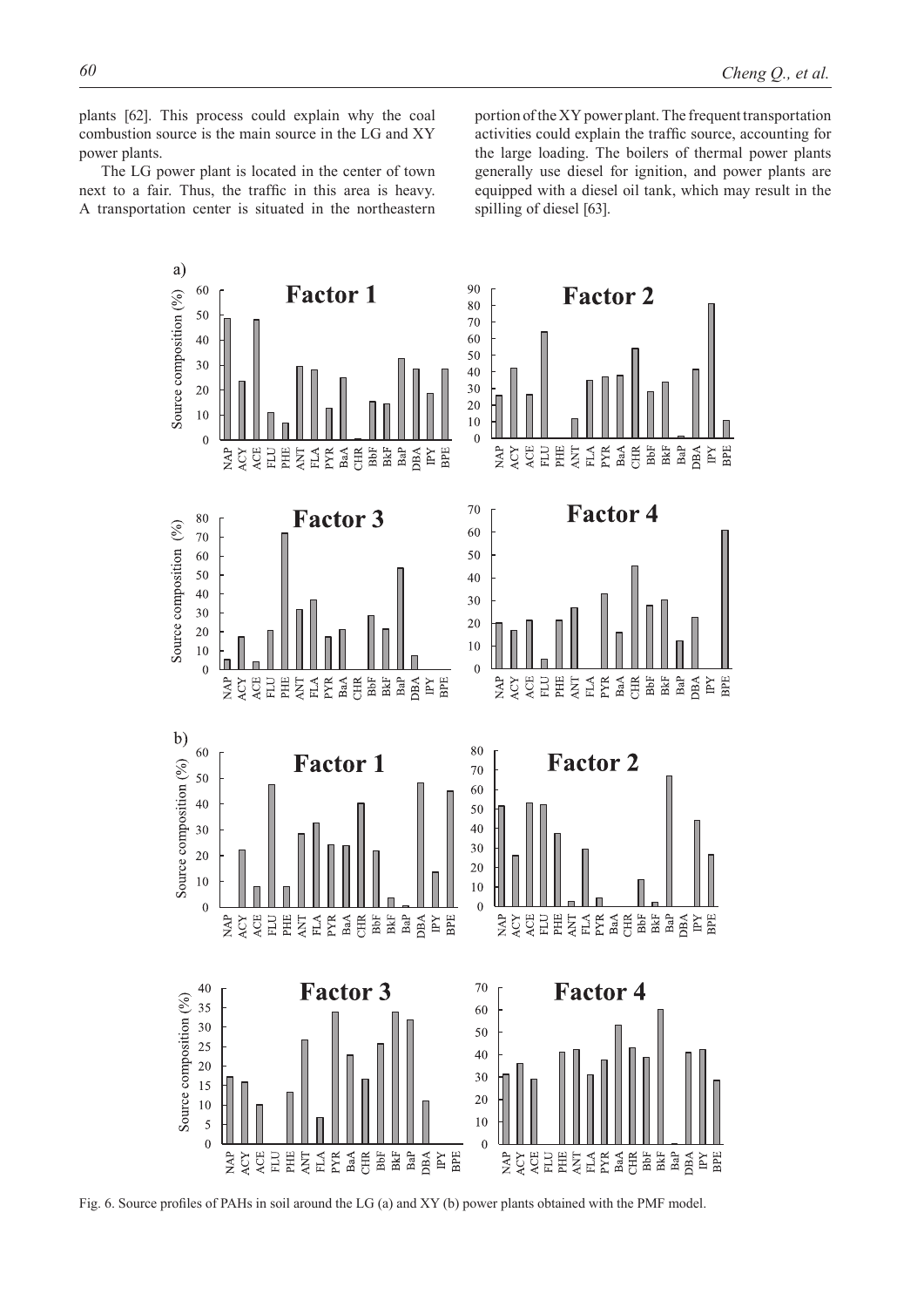plants [62]. This process could explain why the coal combustion source is the main source in the LG and XY power plants.

The LG power plant is located in the center of town next to a fair. Thus, the traffic in this area is heavy. A transportation center is situated in the northeastern portion of the XY power plant. The frequent transportation activities could explain the traffic source, accounting for the large loading. The boilers of thermal power plants generally use diesel for ignition, and power plants are equipped with a diesel oil tank, which may result in the spilling of diesel [63].

Fig. 6. Source profiles of PAHs in soil around the LG (a) and XY (b) power plants obtained with the PMF model.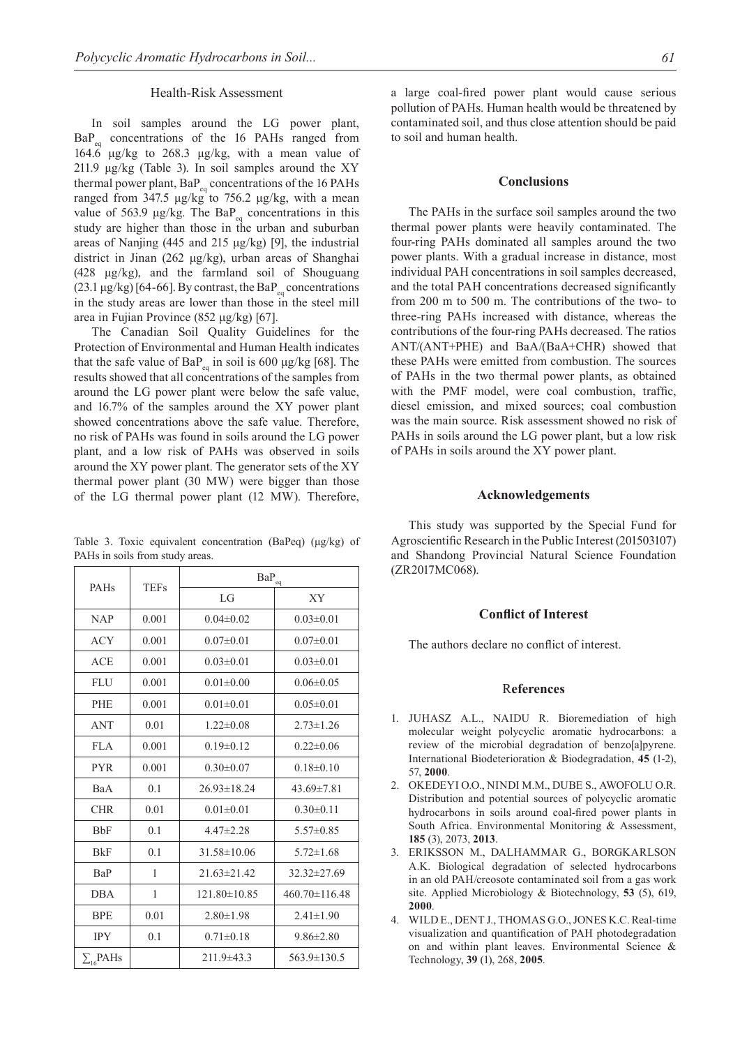### Health-Risk Assessment

In soil samples around the LG power plant, $BaP_{eq}$ concentrations of the 16 PAHs ranged from 164.6 μg/kg to 268.3 μg/kg, with a mean value of 211.9 μg/kg (Table 3). In soil samples around the XY thermal power plant, $BaP_{eq}$ concentrations of the 16 PAHs ranged from 347.5 μg/kg to 756.2 μg/kg, with a mean value of 563.9 μg/kg. The $BaP_{eq}$ concentrations in this study are higher than those in the urban and suburban areas of Nanjing (445 and 215 μg/kg) [9], the industrial district in Jinan (262 μg/kg), urban areas of Shanghai (428 μg/kg), and the farmland soil of Shouguang (23.1 μg/kg) [64-66]. By contrast, the $BaP_{eq}$ concentrations in the study areas are lower than those in the steel mill area in Fujian Province (852 μg/kg) [67].

The Canadian Soil Quality Guidelines for the Protection of Environmental and Human Health indicates that the safe value of $BaP_{eq}$ in soil is 600 μg/kg [68]. The results showed that all concentrations of the samples from around the LG power plant were below the safe value, and 16.7% of the samples around the XY power plant showed concentrations above the safe value. Therefore, no risk of PAHs was found in soils around the LG power plant, and a low risk of PAHs was observed in soils around the XY power plant. The generator sets of the XY thermal power plant (30 MW) were bigger than those of the LG thermal power plant (12 MW). Therefore, a large coal-fired power plant would cause serious pollution of PAHs. Human health would be threatened by contaminated soil, and thus close attention should be paid to soil and human health.

Table 3. Toxic equivalent concentration (BaPeq) (μg/kg) of PAHs in soils from study areas.

| PAHs | TEFs | $BaP_{eq}$ | |
|---|---|---|---|
| | | LG | XY |
| NAP | 0.001 | 0.04±0.02 | 0.03±0.01 |
| ACY | 0.001 | 0.07±0.01 | 0.07±0.01 |
| ACE | 0.001 | 0.03±0.01 | 0.03±0.01 |
| FLU | 0.001 | 0.01±0.00 | 0.06±0.05 |
| PHE | 0.001 | 0.01±0.01 | 0.05±0.01 |
| ANT | 0.01 | 1.22±0.08 | 2.73±1.26 |
| FLA | 0.001 | 0.19±0.12 | 0.22±0.06 |
| PYR | 0.001 | 0.30±0.07 | 0.18±0.10 |
| BaA | 0.1 | 26.93±18.24 | 43.69±7.81 |
| CHR | 0.01 | 0.01±0.01 | 0.30±0.11 |
| BbF | 0.1 | 4.47±2.28 | 5.57±0.85 |
| BkF | 0.1 | 31.58±10.06 | 5.72±1.68 |
| BaP | 1 | 21.63±21.42 | 32.32±27.69 |
| DBA | 1 | 121.80±10.85 | 460.70±116.48 |
| BPE | 0.01 | 2.80±1.98 | 2.41±1.90 |
| IPY | 0.1 | 0.71±0.18 | 9.86±2.80 |
| $\sum_{16}$PAHs | | 211.9±43.3 | 563.9±130.5 |

## Conclusions

The PAHs in the surface soil samples around the two thermal power plants were heavily contaminated. The four-ring PAHs dominated all samples around the two power plants. With a gradual increase in distance, most individual PAH concentrations in soil samples decreased, and the total PAH concentrations decreased significantly from 200 m to 500 m. The contributions of the two- to three-ring PAHs increased with distance, whereas the contributions of the four-ring PAHs decreased. The ratios ANT/(ANT+PHE) and BaA/(BaA+CHR) showed that these PAHs were emitted from combustion. The sources of PAHs in the two thermal power plants, as obtained with the PMF model, were coal combustion, traffic, diesel emission, and mixed sources; coal combustion was the main source. Risk assessment showed no risk of PAHs in soils around the LG power plant, but a low risk of PAHs in soils around the XY power plant.

## Acknowledgements

This study was supported by the Special Fund for Agroscientific Research in the Public Interest (201503107) and Shandong Provincial Natural Science Foundation (ZR2017MC068).

## Conflict of Interest

The authors declare no conflict of interest.

## References

1. JUHASZ A.L., NAIDU R. Bioremediation of high molecular weight polycyclic aromatic hydrocarbons: a review of the microbial degradation of benzo[a]pyrene. International Biodeterioration & Biodegradation, **45** (1-2), 57, **2000**.
2. OKEDEYI O.O., NINDI M.M., DUBE S., AWOFOLU O.R. Distribution and potential sources of polycyclic aromatic hydrocarbons in soils around coal-fired power plants in South Africa. Environmental Monitoring & Assessment, **185** (3), 2073, **2013**.
3. ERIKSSON M., DALHAMMAR G., BORGKARLSON A.K. Biological degradation of selected hydrocarbons in an old PAH/creosote contaminated soil from a gas work site. Applied Microbiology & Biotechnology, **53** (5), 619, **2000**.
4. WILD E., DENT J., THOMAS G.O., JONES K.C. Real-time visualization and quantification of PAH photodegradation on and within plant leaves. Environmental Science & Technology, **39** (1), 268, **2005**.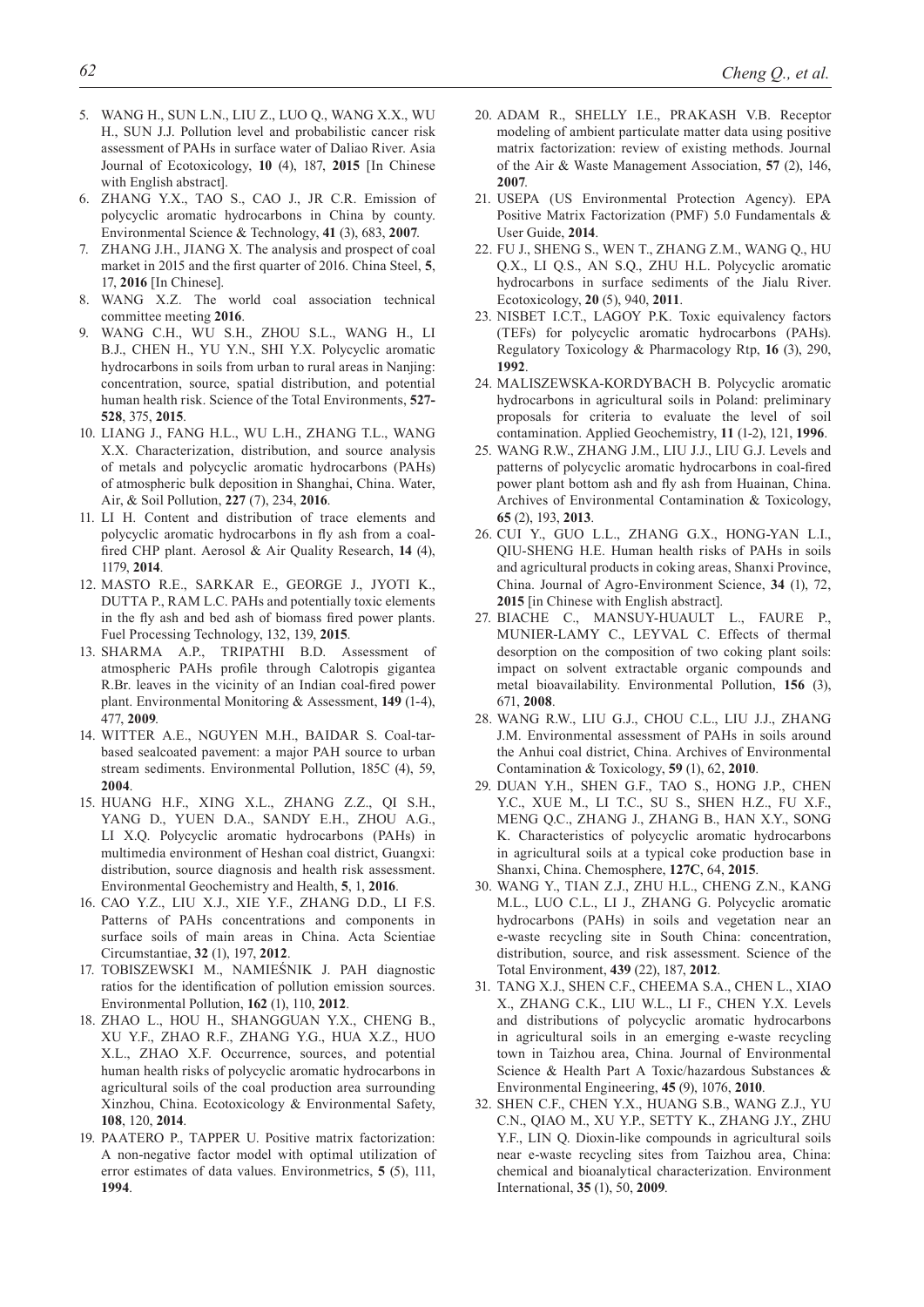5. WANG H., SUN L.N., LIU Z., LUO Q., WANG X.X., WU H., SUN J.J. Pollution level and probabilistic cancer risk assessment of PAHs in surface water of Daliao River. Asia Journal of Ecotoxicology, **10** (4), 187, **2015** [In Chinese with English abstract].
6. ZHANG Y.X., TAO S., CAO J., JR C.R. Emission of polycyclic aromatic hydrocarbons in China by county. Environmental Science & Technology, **41** (3), 683, **2007**.
7. ZHANG J.H., JIANG X. The analysis and prospect of coal market in 2015 and the first quarter of 2016. China Steel, **5**, 17, **2016** [In Chinese].
8. WANG X.Z. The world coal association technical committee meeting **2016**.
9. WANG C.H., WU S.H., ZHOU S.L., WANG H., LI B.J., CHEN H., YU Y.N., SHI Y.X. Polycyclic aromatic hydrocarbons in soils from urban to rural areas in Nanjing: concentration, source, spatial distribution, and potential human health risk. Science of the Total Environments, **527-528**, 375, **2015**.
10. LIANG J., FANG H.L., WU L.H., ZHANG T.L., WANG X.X. Characterization, distribution, and source analysis of metals and polycyclic aromatic hydrocarbons (PAHs) of atmospheric bulk deposition in Shanghai, China. Water, Air, & Soil Pollution, **227** (7), 234, **2016**.
11. LI H. Content and distribution of trace elements and polycyclic aromatic hydrocarbons in fly ash from a coal-fired CHP plant. Aerosol & Air Quality Research, **14** (4), 1179, **2014**.
12. MASTO R.E., SARKAR E., GEORGE J., JYOTI K., DUTTA P., RAM L.C. PAHs and potentially toxic elements in the fly ash and bed ash of biomass fired power plants. Fuel Processing Technology, 132, 139, **2015**.
13. SHARMA A.P., TRIPATHI B.D. Assessment of atmospheric PAHs profile through Calotropis gigantea R.Br. leaves in the vicinity of an Indian coal-fired power plant. Environmental Monitoring & Assessment, **149** (1-4), 477, **2009**.
14. WITTER A.E., NGUYEN M.H., BAIDAR S. Coal-tar-based sealcoated pavement: a major PAH source to urban stream sediments. Environmental Pollution, 185C (4), 59, **2004**.
15. HUANG H.F., XING X.L., ZHANG Z.Z., QI S.H., YANG D., YUEN D.A., SANDY E.H., ZHOU A.G., LI X.Q. Polycyclic aromatic hydrocarbons (PAHs) in multimedia environment of Heshan coal district, Guangxi: distribution, source diagnosis and health risk assessment. Environmental Geochemistry and Health, **5**, 1, **2016**.
16. CAO Y.Z., LIU X.J., XIE Y.F., ZHANG D.D., LI F.S. Patterns of PAHs concentrations and components in surface soils of main areas in China. Acta Scientiae Circumstantiae, **32** (1), 197, **2012**.
17. TOBISZEWSKI M., NAMIEŚNIK J. PAH diagnostic ratios for the identification of pollution emission sources. Environmental Pollution, **162** (1), 110, **2012**.
18. ZHAO L., HOU H., SHANGGUAN Y.X., CHENG B., XU Y.F., ZHAO R.F., ZHANG Y.G., HUA X.Z., HUO X.L., ZHAO X.F. Occurrence, sources, and potential human health risks of polycyclic aromatic hydrocarbons in agricultural soils of the coal production area surrounding Xinzhou, China. Ecotoxicology & Environmental Safety, **108**, 120, **2014**.
19. PAATERO P., TAPPER U. Positive matrix factorization: A non-negative factor model with optimal utilization of error estimates of data values. Environmetrics, **5** (5), 111, **1994**.
20. ADAM R., SHELLY I.E., PRAKASH V.B. Receptor modeling of ambient particulate matter data using positive matrix factorization: review of existing methods. Journal of the Air & Waste Management Association, **57** (2), 146, **2007**.
21. USEPA (US Environmental Protection Agency). EPA Positive Matrix Factorization (PMF) 5.0 Fundamentals & User Guide, **2014**.
22. FU J., SHENG S., WEN T., ZHANG Z.M., WANG Q., HU Q.X., LI Q.S., AN S.Q., ZHU H.L. Polycyclic aromatic hydrocarbons in surface sediments of the Jialu River. Ecotoxicology, **20** (5), 940, **2011**.
23. NISBET I.C.T., LAGOY P.K. Toxic equivalency factors (TEFs) for polycyclic aromatic hydrocarbons (PAHs). Regulatory Toxicology & Pharmacology Rtp, **16** (3), 290, **1992**.
24. MALISZEWSKA-KORDYBACH B. Polycyclic aromatic hydrocarbons in agricultural soils in Poland: preliminary proposals for criteria to evaluate the level of soil contamination. Applied Geochemistry, **11** (1-2), 121, **1996**.
25. WANG R.W., ZHANG J.M., LIU J.J., LIU G.J. Levels and patterns of polycyclic aromatic hydrocarbons in coal-fired power plant bottom ash and fly ash from Huainan, China. Archives of Environmental Contamination & Toxicology, **65** (2), 193, **2013**.
26. CUI Y., GUO L.L., ZHANG G.X., HONG-YAN L.I., QIU-SHENG H.E. Human health risks of PAHs in soils and agricultural products in coking areas, Shanxi Province, China. Journal of Agro-Environment Science, **34** (1), 72, **2015** [in Chinese with English abstract].
27. BIACHE C., MANSUY-HUAULT L., FAURE P., MUNIER-LAMY C., LEYVAL C. Effects of thermal desorption on the composition of two coking plant soils: impact on solvent extractable organic compounds and metal bioavailability. Environmental Pollution, **156** (3), 671, **2008**.
28. WANG R.W., LIU G.J., CHOU C.L., LIU J.J., ZHANG J.M. Environmental assessment of PAHs in soils around the Anhui coal district, China. Archives of Environmental Contamination & Toxicology, **59** (1), 62, **2010**.
29. DUAN Y.H., SHEN G.F., TAO S., HONG J.P., CHEN Y.C., XUE M., LI T.C., SU S., SHEN H.Z., FU X.F., MENG Q.C., ZHANG J., ZHANG B., HAN X.Y., SONG K. Characteristics of polycyclic aromatic hydrocarbons in agricultural soils at a typical coke production base in Shanxi, China. Chemosphere, **127C**, 64, **2015**.
30. WANG Y., TIAN Z.J., ZHU H.L., CHENG Z.N., KANG M.L., LUO C.L., LI J., ZHANG G. Polycyclic aromatic hydrocarbons (PAHs) in soils and vegetation near an e-waste recycling site in South China: concentration, distribution, source, and risk assessment. Science of the Total Environment, **439** (22), 187, **2012**.
31. TANG X.J., SHEN C.F., CHEEMA S.A., CHEN L., XIAO X., ZHANG C.K., LIU W.L., LI F., CHEN Y.X. Levels and distributions of polycyclic aromatic hydrocarbons in agricultural soils in an emerging e-waste recycling town in Taizhou area, China. Journal of Environmental Science & Health Part A Toxic/hazardous Substances & Environmental Engineering, **45** (9), 1076, **2010**.
32. SHEN C.F., CHEN Y.X., HUANG S.B., WANG Z.J., YU C.N., QIAO M., XU Y.P., SETTY K., ZHANG J.Y., ZHU Y.F., LIN Q. Dioxin-like compounds in agricultural soils near e-waste recycling sites from Taizhou area, China: chemical and bioanalytical characterization. Environment International, **35** (1), 50, **2009**.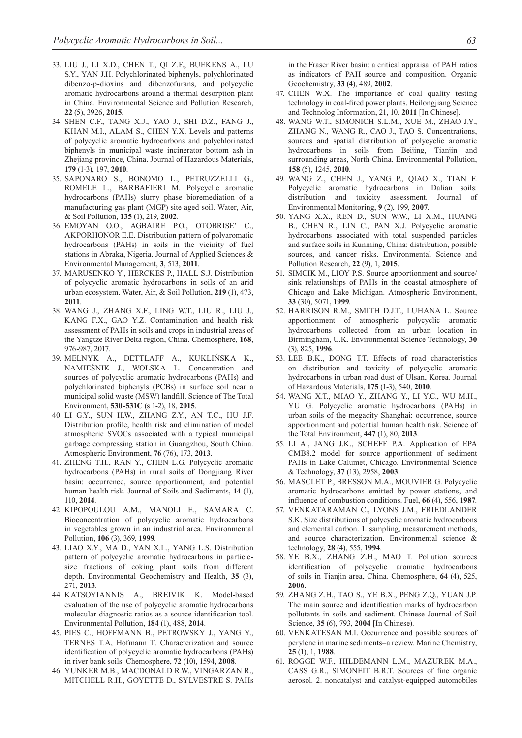33. LIU J., LI X.D., CHEN T., QI Z.F., BUEKENS A., LU S.Y., YAN J.H. Polychlorinated biphenyls, polychlorinated dibenzo-p-dioxins and dibenzofurans, and polycyclic aromatic hydrocarbons around a thermal desorption plant in China. Environmental Science and Pollution Research, **22** (5), 3926, **2015**.
34. SHEN C.F., TANG X.J., YAO J., SHI D.Z., FANG J., KHAN M.I., ALAM S., CHEN Y.X. Levels and patterns of polycyclic aromatic hydrocarbons and polychlorinated biphenyls in municipal waste incinerator bottom ash in Zhejiang province, China. Journal of Hazardous Materials, **179** (1-3), 197, **2010**.
35. SAPONARO S., BONOMO L., PETRUZZELLI G., ROMELE L., BARBAFIERI M. Polycyclic aromatic hydrocarbons (PAHs) slurry phase bioremediation of a manufacturing gas plant (MGP) site aged soil. Water, Air, & Soil Pollution, **135** (1), 219, **2002**.
36. EMOYAN O.O., AGBAIRE P.O., OTOBRISE' C., AKPORHONOR E.E. Distribution pattern of polyaromatic hydrocarbons (PAHs) in soils in the vicinity of fuel stations in Abraka, Nigeria. Journal of Applied Sciences & Environmental Management, **3**, 513, **2011**.
37. MARUSENKO Y., HERCKES P., HALL S.J. Distribution of polycyclic aromatic hydrocarbons in soils of an arid urban ecosystem. Water, Air, & Soil Pollution, **219** (1), 473, **2011**.
38. WANG J., ZHANG X.F., LING W.T., LIU R., LIU J., KANG F.X., GAO Y.Z. Contamination and health risk assessment of PAHs in soils and crops in industrial areas of the Yangtze River Delta region, China. Chemosphere, **168**, 976-987, 2017.
39. MELNYK A., DETTLAFF A., KUKLIŃSKA K., NAMIEŚNIK J., WOLSKA L. Concentration and sources of polycyclic aromatic hydrocarbons (PAHs) and polychlorinated biphenyls (PCBs) in surface soil near a municipal solid waste (MSW) landfill. Science of The Total Environment, **530-531C** (s 1-2), 18, **2015**.
40. LI G.Y., SUN H.W., ZHANG Z.Y., AN T.C., HU J.F. Distribution profile, health risk and elimination of model atmospheric SVOCs associated with a typical municipal garbage compressing station in Guangzhou, South China. Atmospheric Environment, **76** (76), 173, **2013**.
41. ZHENG T.H., RAN Y., CHEN L.G. Polycyclic aromatic hydrocarbons (PAHs) in rural soils of Dongjiang River basin: occurrence, source apportionment, and potential human health risk. Journal of Soils and Sediments, **14** (1), 110, **2014**.
42. KIPOPOULOU A.M., MANOLI E., SAMARA C. Bioconcentration of polycyclic aromatic hydrocarbons in vegetables grown in an industrial area. Environmental Pollution, **106** (3), 369, **1999**.
43. LIAO X.Y., MA D., YAN X.L., YANG L.S. Distribution pattern of polycyclic aromatic hydrocarbons in particle-size fractions of coking plant soils from different depth. Environmental Geochemistry and Health, **35** (3), 271, **2013**.
44. KATSOYIANNIS A., BREIVIK K. Model-based evaluation of the use of polycyclic aromatic hydrocarbons molecular diagnostic ratios as a source identification tool. Environmental Pollution, **184** (1), 488, **2014**.
45. PIES C., HOFFMANN B., PETROWSKY J., YANG Y., TERNES T.A, Hofmann T. Characterization and source identification of polycyclic aromatic hydrocarbons (PAHs) in river bank soils. Chemosphere, **72** (10), 1594, **2008**.
46. YUNKER M.B., MACDONALD R.W., VINGARZAN R., MITCHELL R.H., GOYETTE D., SYLVESTRE S. PAHs in the Fraser River basin: a critical appraisal of PAH ratios as indicators of PAH source and composition. Organic Geochemistry, **33** (4), 489, **2002**.
47. CHEN W.X. The importance of coal quality testing technology in coal-fired power plants. Heilongjiang Science and Technolog Information, 21, 10, **2011** [In Chinese].
48. WANG W.T., SIMONICH S.L.M., XUE M., ZHAO J.Y., ZHANG N., WANG R., CAO J., TAO S. Concentrations, sources and spatial distribution of polycyclic aromatic hydrocarbons in soils from Beijing, Tianjin and surrounding areas, North China. Environmental Pollution, **158** (5), 1245, **2010**.
49. WANG Z., CHEN J., YANG P., QIAO X., TIAN F. Polycyclic aromatic hydrocarbons in Dalian soils: distribution and toxicity assessment. Journal of Environmental Monitoring, **9** (2), 199, **2007**.
50. YANG X.X., REN D., SUN W.W., LI X.M., HUANG B., CHEN R., LIN C., PAN X.J. Polycyclic aromatic hydrocarbons associated with total suspended particles and surface soils in Kunming, China: distribution, possible sources, and cancer risks. Environmental Science and Pollution Research, **22** (9), 1, **2015**.
51. SIMCIK M., LIOY P.S. Source apportionment and source/sink relationships of PAHs in the coastal atmosphere of Chicago and Lake Michigan. Atmospheric Environment, **33** (30), 5071, **1999**.
52. HARRISON R.M., SMITH D.J.T., LUHANA L. Source apportionment of atmospheric polycyclic aromatic hydrocarbons collected from an urban location in Birmingham, U.K. Environmental Science Technology, **30** (3), 825, **1996**.
53. LEE B.K., DONG T.T. Effects of road characteristics on distribution and toxicity of polycyclic aromatic hydrocarbons in urban road dust of Ulsan, Korea. Journal of Hazardous Materials, **175** (1-3), 540, **2010**.
54. WANG X.T., MIAO Y., ZHANG Y., LI Y.C., WU M.H., YU G. Polycyclic aromatic hydrocarbons (PAHs) in urban soils of the megacity Shanghai: occurrence, source apportionment and potential human health risk. Science of the Total Environment, **447** (1), 80, **2013**.
55. LI A., JANG J.K., SCHEFF P.A. Application of EPA CMB8.2 model for source apportionment of sediment PAHs in Lake Calumet, Chicago. Environmental Science & Technology, **37** (13), 2958, **2003**.
56. MASCLET P., BRESSON M.A., MOUVIER G. Polycyclic aromatic hydrocarbons emitted by power stations, and influence of combustion conditions. Fuel, **66** (4), 556, **1987**.
57. VENKATARAMAN C., LYONS J.M., FRIEDLANDER S.K. Size distributions of polycyclic aromatic hydrocarbons and elemental carbon. 1. sampling, measurement methods, and source characterization. Environmental science & technology, **28** (4), 555, **1994**.
58. YE B.X., ZHANG Z.H., MAO T. Pollution sources identification of polycyclic aromatic hydrocarbons of soils in Tianjin area, China. Chemosphere, **64** (4), 525, **2006**.
59. ZHANG Z.H., TAO S., YE B.X., PENG Z.Q., YUAN J.P. The main source and identification marks of hydrocarbon pollutants in soils and sediment. Chinese Journal of Soil Science, **35** (6), 793, **2004** [In Chinese).
60. VENKATESAN M.I. Occurrence and possible sources of perylene in marine sediments–a review. Marine Chemistry, **25** (1), 1, **1988**.
61. ROGGE W.F., HILDEMANN L.M., MAZUREK M.A., CASS G.R., SIMONEIT B.R.T. Sources of fine organic aerosol. 2. noncatalyst and catalyst-equipped automobiles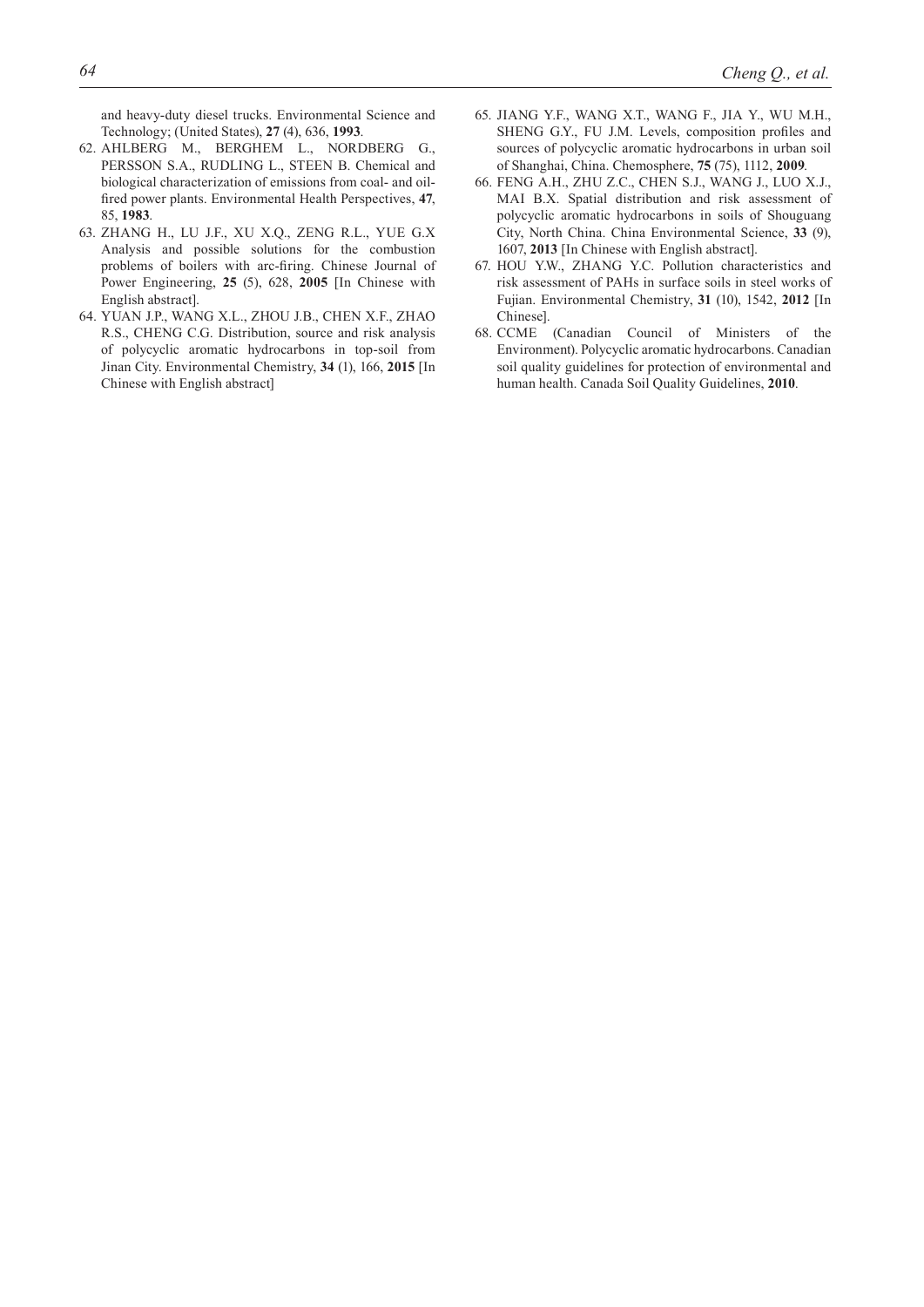and heavy-duty diesel trucks. Environmental Science and Technology; (United States), **27** (4), 636, **1993**.

62. AHLBERG M., BERGHEM L., NORDBERG G., PERSSON S.A., RUDLING L., STEEN B. Chemical and biological characterization of emissions from coal- and oil-fired power plants. Environmental Health Perspectives, **47**, 85, **1983**.
63. ZHANG H., LU J.F., XU X.Q., ZENG R.L., YUE G.X Analysis and possible solutions for the combustion problems of boilers with arc-firing. Chinese Journal of Power Engineering, **25** (5), 628, **2005** [In Chinese with English abstract].
64. YUAN J.P., WANG X.L., ZHOU J.B., CHEN X.F., ZHAO R.S., CHENG C.G. Distribution, source and risk analysis of polycyclic aromatic hydrocarbons in top-soil from Jinan City. Environmental Chemistry, **34** (1), 166, **2015** [In Chinese with English abstract]
65. JIANG Y.F., WANG X.T., WANG F., JIA Y., WU M.H., SHENG G.Y., FU J.M. Levels, composition profiles and sources of polycyclic aromatic hydrocarbons in urban soil of Shanghai, China. Chemosphere, **75** (75), 1112, **2009**.
66. FENG A.H., ZHU Z.C., CHEN S.J., WANG J., LUO X.J., MAI B.X. Spatial distribution and risk assessment of polycyclic aromatic hydrocarbons in soils of Shouguang City, North China. China Environmental Science, **33** (9), 1607, **2013** [In Chinese with English abstract].
67. HOU Y.W., ZHANG Y.C. Pollution characteristics and risk assessment of PAHs in surface soils in steel works of Fujian. Environmental Chemistry, **31** (10), 1542, **2012** [In Chinese].
68. CCME (Canadian Council of Ministers of the Environment). Polycyclic aromatic hydrocarbons. Canadian soil quality guidelines for protection of environmental and human health. Canada Soil Quality Guidelines, **2010**.